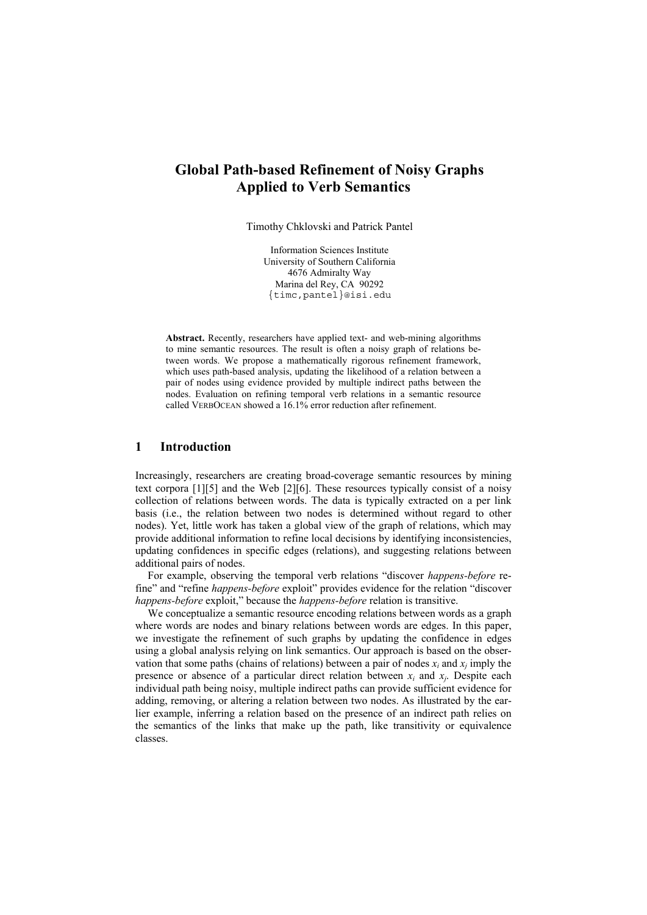# Global Path-based Refinement of Noisy Graphs Applied to Verb Semantics

Timothy Chklovski and Patrick Pantel

Information Sciences Institute
University of Southern California
4676 Admiralty Way
Marina del Rey, CA 90292
{timc,pantel}@isi.edu

**Abstract.** Recently, researchers have applied text- and web-mining algorithms to mine semantic resources. The result is often a noisy graph of relations between words. We propose a mathematically rigorous refinement framework, which uses path-based analysis, updating the likelihood of a relation between a pair of nodes using evidence provided by multiple indirect paths between the nodes. Evaluation on refining temporal verb relations in a semantic resource called VERBOCEAN showed a 16.1% error reduction after refinement.

## 1 Introduction

Increasingly, researchers are creating broad-coverage semantic resources by mining text corpora [1][5] and the Web [2][6]. These resources typically consist of a noisy collection of relations between words. The data is typically extracted on a per link basis (i.e., the relation between two nodes is determined without regard to other nodes). Yet, little work has taken a global view of the graph of relations, which may provide additional information to refine local decisions by identifying inconsistencies, updating confidences in specific edges (relations), and suggesting relations between additional pairs of nodes.

For example, observing the temporal verb relations "discover *happens-before* refine" and "refine *happens-before* exploit" provides evidence for the relation "discover *happens-before* exploit," because the *happens-before* relation is transitive.

We conceptualize a semantic resource encoding relations between words as a graph where words are nodes and binary relations between words are edges. In this paper, we investigate the refinement of such graphs by updating the confidence in edges using a global analysis relying on link semantics. Our approach is based on the observation that some paths (chains of relations) between a pair of nodes $x_i$ and $x_j$ imply the presence or absence of a particular direct relation between $x_i$ and $x_j$. Despite each individual path being noisy, multiple indirect paths can provide sufficient evidence for adding, removing, or altering a relation between two nodes. As illustrated by the earlier example, inferring a relation based on the presence of an indirect path relies on the semantics of the links that make up the path, like transitivity or equivalence classes.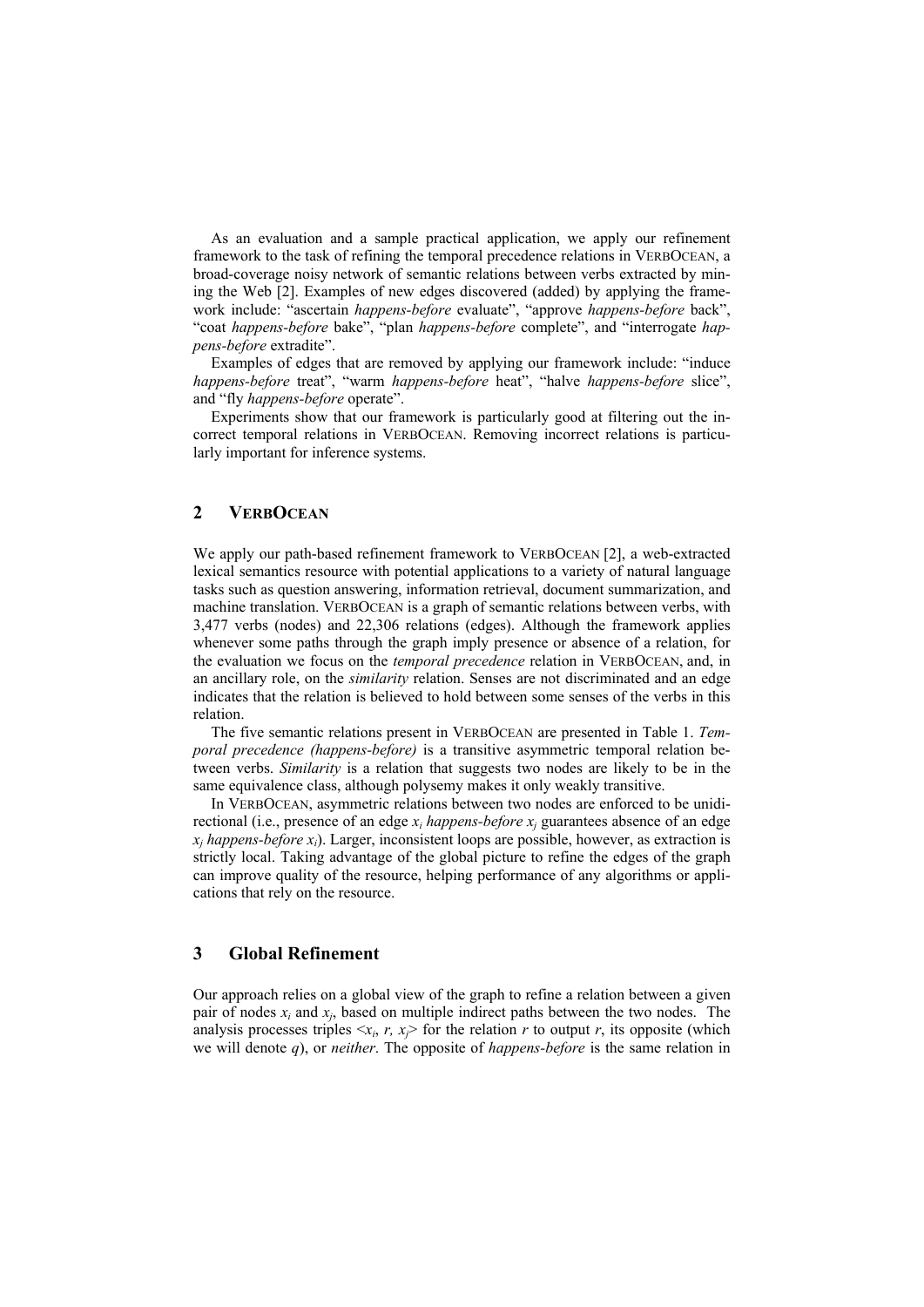As an evaluation and a sample practical application, we apply our refinement framework to the task of refining the temporal precedence relations in VERBOCEAN, a broad-coverage noisy network of semantic relations between verbs extracted by mining the Web [2]. Examples of new edges discovered (added) by applying the framework include: "ascertain *happens-before* evaluate", "approve *happens-before* back", "coat *happens-before* bake", "plan *happens-before* complete", and "interrogate *happens-before* extradite".

Examples of edges that are removed by applying our framework include: "induce *happens-before* treat", "warm *happens-before* heat", "halve *happens-before* slice", and "fly *happens-before* operate".

Experiments show that our framework is particularly good at filtering out the incorrect temporal relations in VERBOCEAN. Removing incorrect relations is particularly important for inference systems.

## 2 VERBOCEAN

We apply our path-based refinement framework to VERBOCEAN [2], a web-extracted lexical semantics resource with potential applications to a variety of natural language tasks such as question answering, information retrieval, document summarization, and machine translation. VERBOCEAN is a graph of semantic relations between verbs, with 3,477 verbs (nodes) and 22,306 relations (edges). Although the framework applies whenever some paths through the graph imply presence or absence of a relation, for the evaluation we focus on the *temporal precedence* relation in VERBOCEAN, and, in an ancillary role, on the *similarity* relation. Senses are not discriminated and an edge indicates that the relation is believed to hold between some senses of the verbs in this relation.

The five semantic relations present in VERBOCEAN are presented in Table 1. *Temporal precedence (happens-before)* is a transitive asymmetric temporal relation between verbs. *Similarity* is a relation that suggests two nodes are likely to be in the same equivalence class, although polysemy makes it only weakly transitive.

In VERBOCEAN, asymmetric relations between two nodes are enforced to be unidirectional (i.e., presence of an edge $x_i$ *happens-before* $x_j$ guarantees absence of an edge $x_j$ *happens-before* $x_i$). Larger, inconsistent loops are possible, however, as extraction is strictly local. Taking advantage of the global picture to refine the edges of the graph can improve quality of the resource, helping performance of any algorithms or applications that rely on the resource.

## 3 Global Refinement

Our approach relies on a global view of the graph to refine a relation between a given pair of nodes $x_i$ and $x_j$, based on multiple indirect paths between the two nodes. The analysis processes triples $<x_i, r, x_j>$ for the relation $r$ to output $r$, its opposite (which we will denote $q$), or *neither*. The opposite of *happens-before* is the same relation in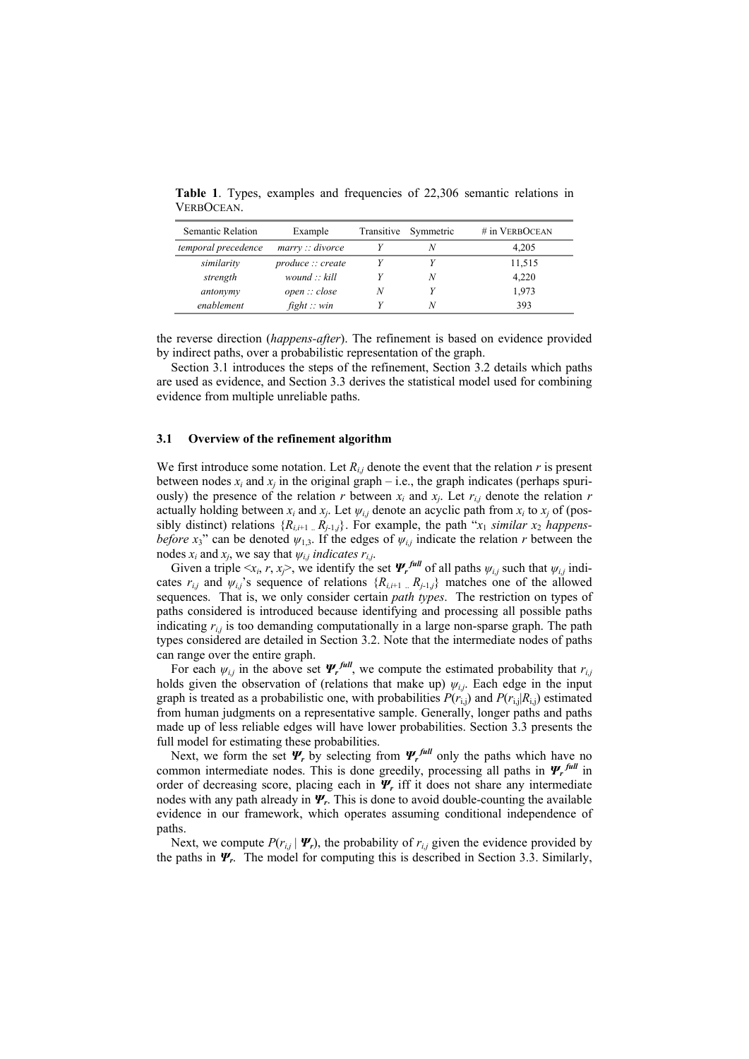**Table 1**. Types, examples and frequencies of 22,306 semantic relations in VERBOCEAN.

| Semantic Relation | Example | Transitive | Symmetric | # in VERBOCEAN |
|---|---|---|---|---|
| *temporal precedence* | *marry :: divorce* | *Y* | *N* | 4,205 |
| *similarity* | *produce :: create* | *Y* | *Y* | 11,515 |
| *strength* | *wound :: kill* | *Y* | *N* | 4,220 |
| *antonymy* | *open :: close* | *N* | *Y* | 1,973 |
| *enablement* | *fight :: win* | *Y* | *N* | 393 |

the reverse direction (*happens-after*). The refinement is based on evidence provided by indirect paths, over a probabilistic representation of the graph.

Section 3.1 introduces the steps of the refinement, Section 3.2 details which paths are used as evidence, and Section 3.3 derives the statistical model used for combining evidence from multiple unreliable paths.

### 3.1 Overview of the refinement algorithm

We first introduce some notation. Let $R_{i,j}$ denote the event that the relation $r$ is present between nodes $x_i$ and $x_j$ in the original graph – i.e., the graph indicates (perhaps spuriously) the presence of the relation $r$ between $x_i$ and $x_j$. Let $r_{i,j}$ denote the relation $r$ actually holding between $x_i$ and $x_j$. Let $\psi_{i,j}$ denote an acyclic path from $x_i$ to $x_j$ of (possibly distinct) relations $\{R_{i,i+1} .. R_{j-1,j}\}$. For example, the path "$x_1$ *similar* $x_2$ *happens-before* $x_3$" can be denoted $\psi_{1,3}$. If the edges of $\psi_{i,j}$ indicate the relation $r$ between the nodes $x_i$ and $x_j$, we say that $\psi_{i,j}$ *indicates* $r_{i,j}$.

Given a triple $<x_i, r, x_j>$, we identify the set $\boldsymbol{\Psi}_r^{full}$ of all paths $\psi_{i,j}$ such that $\psi_{i,j}$ indicates $r_{i,j}$ and $\psi_{i,j}$'s sequence of relations $\{R_{i,i+1} .. R_{j-1,j}\}$ matches one of the allowed sequences. That is, we only consider certain *path types*. The restriction on types of paths considered is introduced because identifying and processing all possible paths indicating $r_{i,j}$ is too demanding computationally in a large non-sparse graph. The path types considered are detailed in Section 3.2. Note that the intermediate nodes of paths can range over the entire graph.

For each $\psi_{i,j}$ in the above set $\boldsymbol{\Psi}_r^{full}$, we compute the estimated probability that $r_{i,j}$ holds given the observation of (relations that make up) $\psi_{i,j}$. Each edge in the input graph is treated as a probabilistic one, with probabilities $P(r_{i,j})$ and $P(r_{i,j}|R_{i,j})$ estimated from human judgments on a representative sample. Generally, longer paths and paths made up of less reliable edges will have lower probabilities. Section 3.3 presents the full model for estimating these probabilities.

Next, we form the set $\boldsymbol{\Psi}_r$ by selecting from $\boldsymbol{\Psi}_r^{full}$ only the paths which have no common intermediate nodes. This is done greedily, processing all paths in $\boldsymbol{\Psi}_r^{full}$ in order of decreasing score, placing each in $\boldsymbol{\Psi}_r$ iff it does not share any intermediate nodes with any path already in $\boldsymbol{\Psi}_r$. This is done to avoid double-counting the available evidence in our framework, which operates assuming conditional independence of paths.

Next, we compute $P(r_{i,j} \mid \boldsymbol{\Psi}_r)$, the probability of $r_{i,j}$ given the evidence provided by the paths in $\boldsymbol{\Psi}_r$. The model for computing this is described in Section 3.3. Similarly,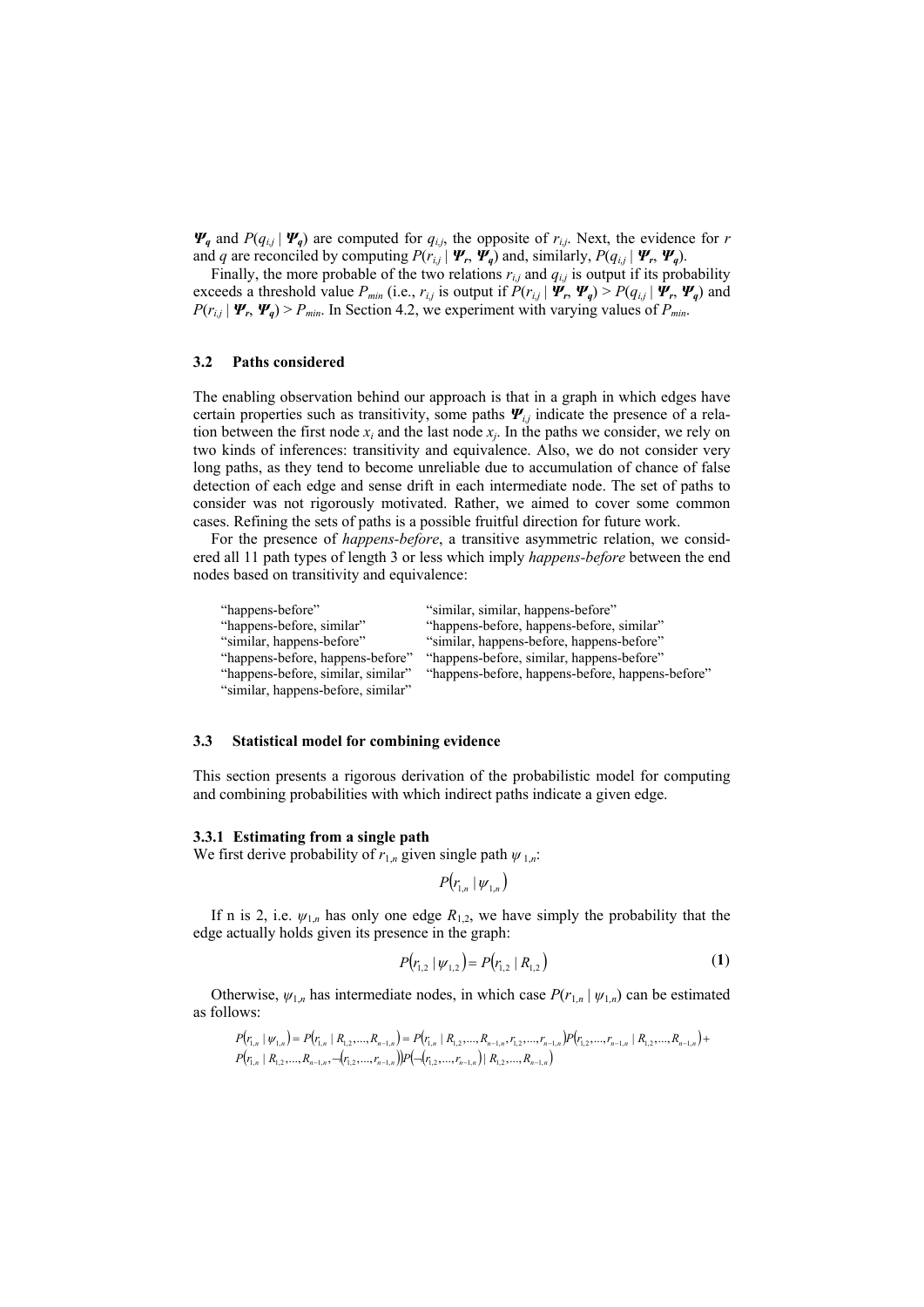$\boldsymbol{\Psi_q}$ and $P(q_{i,j} \mid \boldsymbol{\Psi_q})$ are computed for $q_{i,j}$, the opposite of $r_{i,j}$. Next, the evidence for $r$ and $q$ are reconciled by computing $P(r_{i,j} \mid \boldsymbol{\Psi_r}, \boldsymbol{\Psi_q})$ and, similarly, $P(q_{i,j} \mid \boldsymbol{\Psi_r}, \boldsymbol{\Psi_q})$.

Finally, the more probable of the two relations $r_{i,j}$ and $q_{i,j}$ is output if its probability exceeds a threshold value $P_{min}$ (i.e., $r_{i,j}$ is output if $P(r_{i,j} \mid \boldsymbol{\Psi_r}, \boldsymbol{\Psi_q}) > P(q_{i,j} \mid \boldsymbol{\Psi_r}, \boldsymbol{\Psi_q})$ and $P(r_{i,j} \mid \boldsymbol{\Psi_r}, \boldsymbol{\Psi_q}) > P_{min}$. In Section 4.2, we experiment with varying values of $P_{min}$.

### 3.2 Paths considered

The enabling observation behind our approach is that in a graph in which edges have certain properties such as transitivity, some paths $\boldsymbol{\Psi_{i,j}}$ indicate the presence of a relation between the first node $x_i$ and the last node $x_j$. In the paths we consider, we rely on two kinds of inferences: transitivity and equivalence. Also, we do not consider very long paths, as they tend to become unreliable due to accumulation of chance of false detection of each edge and sense drift in each intermediate node. The set of paths to consider was not rigorously motivated. Rather, we aimed to cover some common cases. Refining the sets of paths is a possible fruitful direction for future work.

For the presence of *happens-before*, a transitive asymmetric relation, we considered all 11 path types of length 3 or less which imply *happens-before* between the end nodes based on transitivity and equivalence:

- "happens-before"
- "happens-before, similar"
- "similar, happens-before"
- "happens-before, happens-before"
- "happens-before, similar, similar"
- "similar, happens-before, similar"
- "similar, similar, happens-before"
- "happens-before, happens-before, similar"
- "similar, happens-before, happens-before"
- "happens-before, similar, happens-before"
- "happens-before, happens-before, happens-before"

### 3.3 Statistical model for combining evidence

This section presents a rigorous derivation of the probabilistic model for computing and combining probabilities with which indirect paths indicate a given edge.

#### 3.3.1 Estimating from a single path

We first derive probability of $r_{1,n}$ given single path $\psi_{1,n}$:

$$P(r_{1,n} \mid \psi_{1,n})$$

If n is 2, i.e. $\psi_{1,n}$ has only one edge $R_{1,2}$, we have simply the probability that the edge actually holds given its presence in the graph:

$$P(r_{1,2} \mid \psi_{1,2}) = P(r_{1,2} \mid R_{1,2}) \tag{1}$$

Otherwise, $\psi_{1,n}$ has intermediate nodes, in which case $P(r_{1,n} \mid \psi_{1,n})$ can be estimated as follows:

$$P(r_{1,n} \mid \psi_{1,n}) = P(r_{1,n} \mid R_{1,2},\ldots,R_{n-1,n}) = P(r_{1,n} \mid R_{1,2},\ldots,R_{n-1,n}, r_{1,2},\ldots,r_{n-1,n})P(r_{1,2},\ldots,r_{n-1,n} \mid R_{1,2},\ldots,R_{n-1,n}) +$$
$$P(r_{1,n} \mid R_{1,2},\ldots,R_{n-1,n}, \neg(r_{1,2},\ldots,r_{n-1,n}))P(\neg(r_{1,2},\ldots,r_{n-1,n}) \mid R_{1,2},\ldots,R_{n-1,n})$$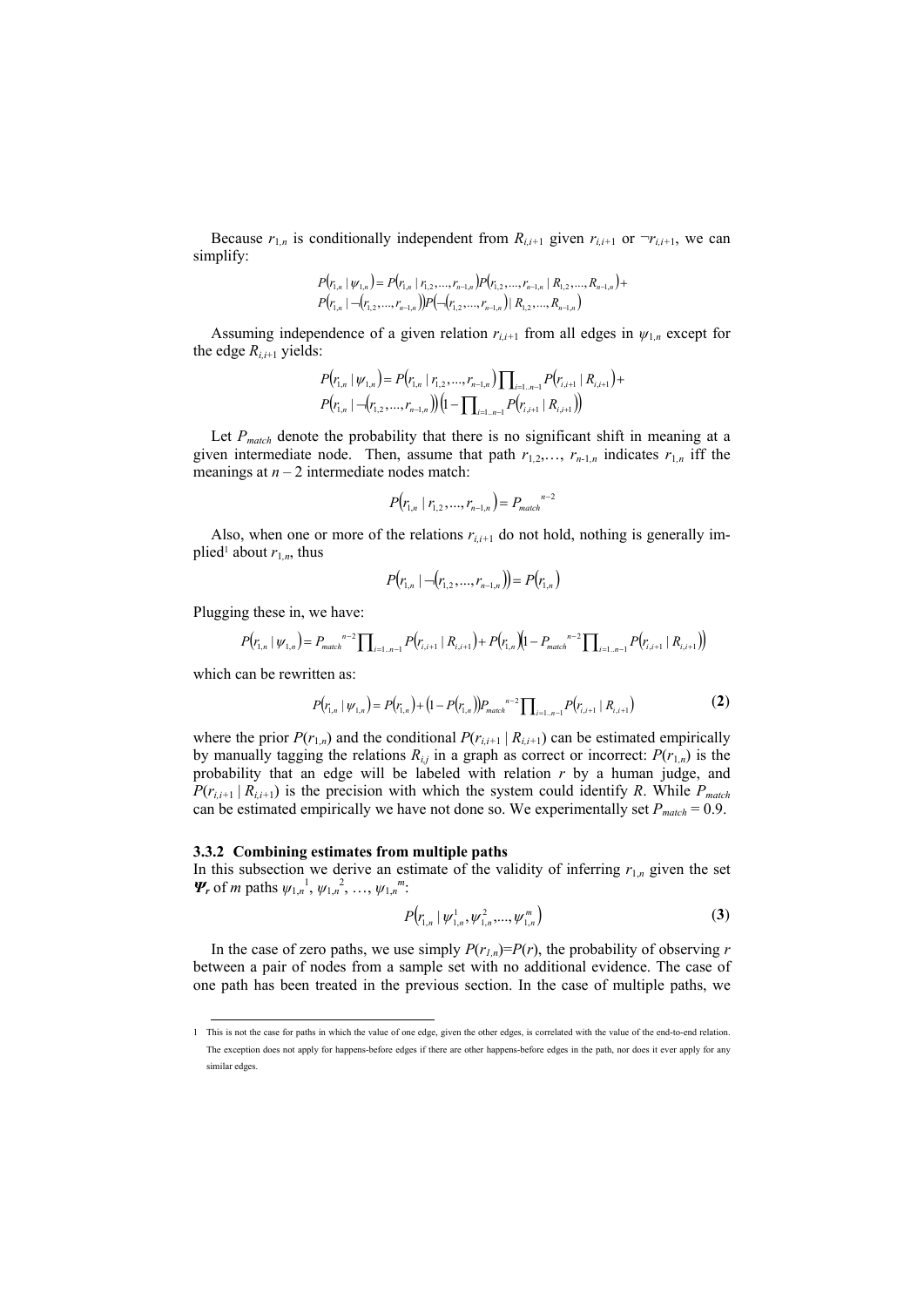Because $r_{1,n}$ is conditionally independent from $R_{i,i+1}$ given $r_{i,i+1}$ or $\neg r_{i,i+1}$, we can simplify:

$$P(r_{1,n} \mid \psi_{1,n}) = P(r_{1,n} \mid r_{1,2},\ldots,r_{n-1,n})P(r_{1,2},\ldots,r_{n-1,n} \mid R_{1,2},\ldots,R_{n-1,n}) + P(r_{1,n} \mid \neg(r_{1,2},\ldots,r_{n-1,n}))P(\neg(r_{1,2},\ldots,r_{n-1,n}) \mid R_{1,2},\ldots,R_{n-1,n})$$

Assuming independence of a given relation $r_{i,i+1}$ from all edges in $\psi_{1,n}$ except for the edge $R_{i,i+1}$ yields:

$$P(r_{1,n} \mid \psi_{1,n}) = P(r_{1,n} \mid r_{1,2},\ldots,r_{n-1,n})\prod_{i=1..n-1} P(r_{i,i+1} \mid R_{i,i+1}) + P(r_{1,n} \mid \neg(r_{1,2},\ldots,r_{n-1,n}))\left(1 - \prod_{i=1..n-1} P(r_{i,i+1} \mid R_{i,i+1})\right)$$

Let $P_{match}$ denote the probability that there is no significant shift in meaning at a given intermediate node. Then, assume that path $r_{1,2},\ldots, r_{n-1,n}$ indicates $r_{1,n}$ iff the meanings at $n - 2$ intermediate nodes match:

$$P(r_{1,n} \mid r_{1,2},\ldots,r_{n-1,n}) = P_{match}^{\;n-2}$$

Also, when one or more of the relations $r_{i,i+1}$ do not hold, nothing is generally implied[1] about $r_{1,n}$, thus

$$P(r_{1,n} \mid \neg(r_{1,2},\ldots,r_{n-1,n})) = P(r_{1,n})$$

Plugging these in, we have:

$$P(r_{1,n} \mid \psi_{1,n}) = P_{match}^{\;n-2}\prod_{i=1..n-1} P(r_{i,i+1} \mid R_{i,i+1}) + P(r_{1,n})\left(1 - P_{match}^{\;n-2}\prod_{i=1..n-1} P(r_{i,i+1} \mid R_{i,i+1})\right)$$

which can be rewritten as:

$$P(r_{1,n} \mid \psi_{1,n}) = P(r_{1,n}) + (1 - P(r_{1,n}))P_{match}^{\;n-2}\prod_{i=1..n-1} P(r_{i,i+1} \mid R_{i,i+1}) \tag{2}$$

where the prior $P(r_{1,n})$ and the conditional $P(r_{i,i+1} \mid R_{i,i+1})$ can be estimated empirically by manually tagging the relations $R_{i,j}$ in a graph as correct or incorrect: $P(r_{1,n})$ is the probability that an edge will be labeled with relation $r$ by a human judge, and $P(r_{i,i+1} \mid R_{i,i+1})$ is the precision with which the system could identify $R$. While $P_{match}$ can be estimated empirically we have not done so. We experimentally set $P_{match} = 0.9$.

### 3.3.2 Combining estimates from multiple paths

In this subsection we derive an estimate of the validity of inferring $r_{1,n}$ given the set $\boldsymbol{\Psi_r}$ of $m$ paths $\psi_{1,n}^{1}, \psi_{1,n}^{2}, \ldots, \psi_{1,n}^{m}$:

$$P(r_{1,n} \mid \psi_{1,n}^{1}, \psi_{1,n}^{2},\ldots,\psi_{1,n}^{m}) \tag{3}$$

In the case of zero paths, we use simply $P(r_{1,n})=P(r)$, the probability of observing $r$ between a pair of nodes from a sample set with no additional evidence. The case of one path has been treated in the previous section. In the case of multiple paths, we

[1] This is not the case for paths in which the value of one edge, given the other edges, is correlated with the value of the end-to-end relation. The exception does not apply for happens-before edges if there are other happens-before edges in the path, nor does it ever apply for any similar edges.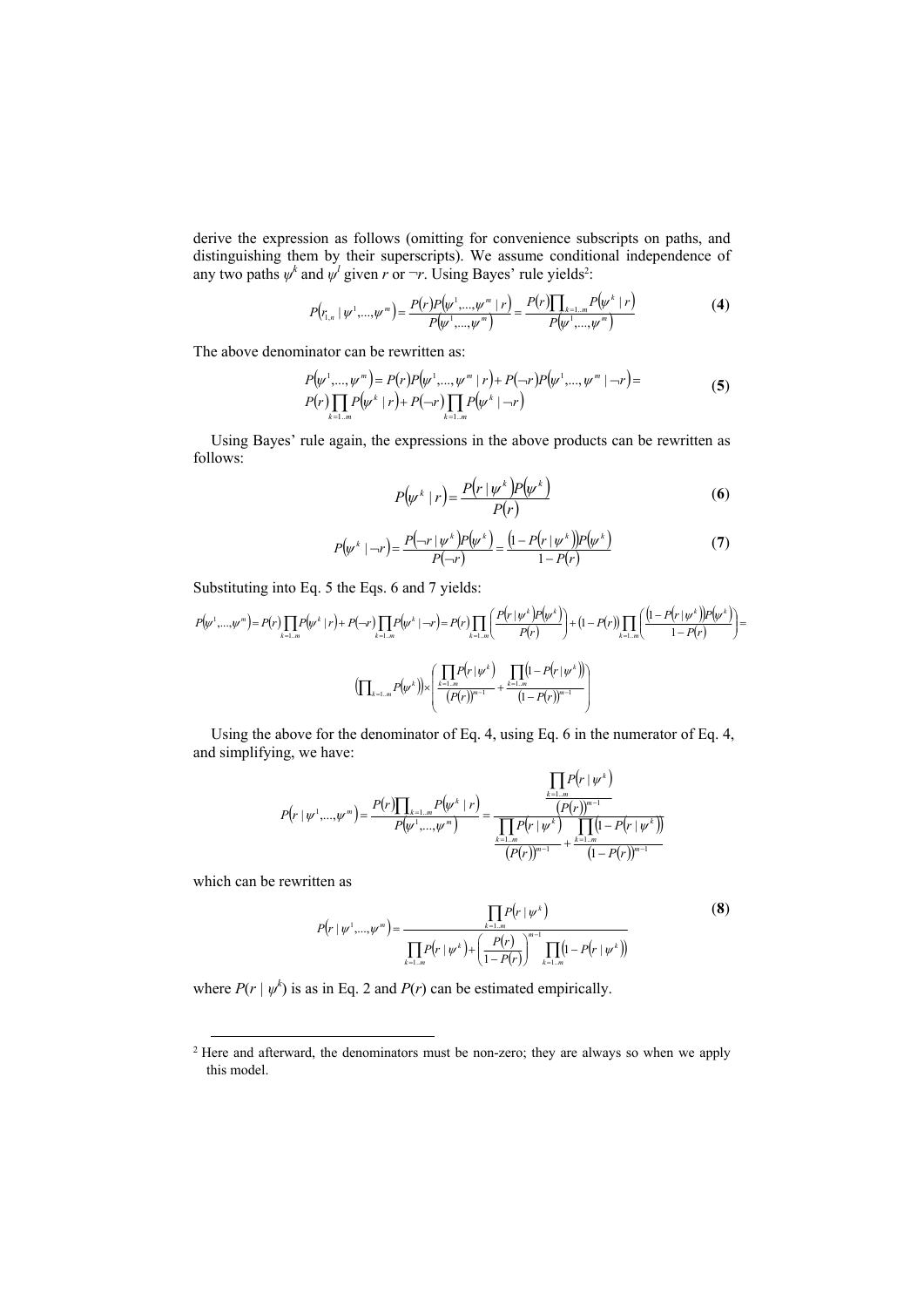derive the expression as follows (omitting for convenience subscripts on paths, and distinguishing them by their superscripts). We assume conditional independence of any two paths $\psi^k$ and $\psi^l$ given $r$ or $\neg r$. Using Bayes' rule yields[2]:

$$P\left(r_{1,n} \mid \psi^1,...,\psi^m\right) = \frac{P(r)P\left(\psi^1,...,\psi^m \mid r\right)}{P\left(\psi^1,...,\psi^m\right)} = \frac{P(r)\prod_{k=1..m} P\left(\psi^k \mid r\right)}{P\left(\psi^1,...,\psi^m\right)} \tag{4}$$

The above denominator can be rewritten as:

$$\begin{aligned} P\left(\psi^1,...,\psi^m\right) &= P(r)P\left(\psi^1,...,\psi^m \mid r\right) + P(\neg r)P\left(\psi^1,...,\psi^m \mid \neg r\right) = \\ &P(r)\prod_{k=1..m} P\left(\psi^k \mid r\right) + P(\neg r)\prod_{k=1..m} P\left(\psi^k \mid \neg r\right) \end{aligned} \tag{5}$$

Using Bayes' rule again, the expressions in the above products can be rewritten as follows:

$$P\left(\psi^k \mid r\right) = \frac{P\left(r \mid \psi^k\right)P\left(\psi^k\right)}{P(r)} \tag{6}$$

$$P\left(\psi^k \mid \neg r\right) = \frac{P\left(\neg r \mid \psi^k\right)P\left(\psi^k\right)}{P(\neg r)} = \frac{\left(1 - P\left(r \mid \psi^k\right)\right)P\left(\psi^k\right)}{1 - P(r)} \tag{7}$$

Substituting into Eq. 5 the Eqs. 6 and 7 yields:

$$P\left(\psi^1,...,\psi^m\right) = P(r)\prod_{k=1..m} P\left(\psi^k \mid r\right) + P(\neg r)\prod_{k=1..m} P\left(\psi^k \mid \neg r\right) = P(r)\prod_{k=1..m}\left(\frac{P\left(r \mid \psi^k\right)P\left(\psi^k\right)}{P(r)}\right) + \left(1 - P(r)\right)\prod_{k=1..m}\left(\frac{\left(1 - P\left(r \mid \psi^k\right)\right)P\left(\psi^k\right)}{1 - P(r)}\right) =$$

$$\left(\prod_{k=1..m} P\left(\psi^k\right)\right) \times \left(\frac{\prod_{k=1..m} P\left(r \mid \psi^k\right)}{\left(P(r)\right)^{m-1}} + \frac{\prod_{k=1..m}\left(1 - P\left(r \mid \psi^k\right)\right)}{\left(1 - P(r)\right)^{m-1}}\right)$$

Using the above for the denominator of Eq. 4, using Eq. 6 in the numerator of Eq. 4, and simplifying, we have:

$$P\left(r \mid \psi^1,...,\psi^m\right) = \frac{P(r)\prod_{k=1..m} P\left(\psi^k \mid r\right)}{P\left(\psi^1,...,\psi^m\right)} = \frac{\dfrac{\prod_{k=1..m} P\left(r \mid \psi^k\right)}{\left(P(r)\right)^{m-1}}}{\dfrac{\prod_{k=1..m} P\left(r \mid \psi^k\right)}{\left(P(r)\right)^{m-1}} + \dfrac{\prod_{k=1..m}\left(1 - P\left(r \mid \psi^k\right)\right)}{\left(1 - P(r)\right)^{m-1}}}$$

which can be rewritten as

$$P\left(r \mid \psi^1,...,\psi^m\right) = \frac{\prod_{k=1..m} P\left(r \mid \psi^k\right)}{\prod_{k=1..m} P\left(r \mid \psi^k\right) + \left(\dfrac{P(r)}{1 - P(r)}\right)^{m-1} \prod_{k=1..m}\left(1 - P\left(r \mid \psi^k\right)\right)} \tag{8}$$

where $P(r \mid \psi^k)$ is as in Eq. 2 and $P(r)$ can be estimated empirically.

---

[2] Here and afterward, the denominators must be non-zero; they are always so when we apply this model.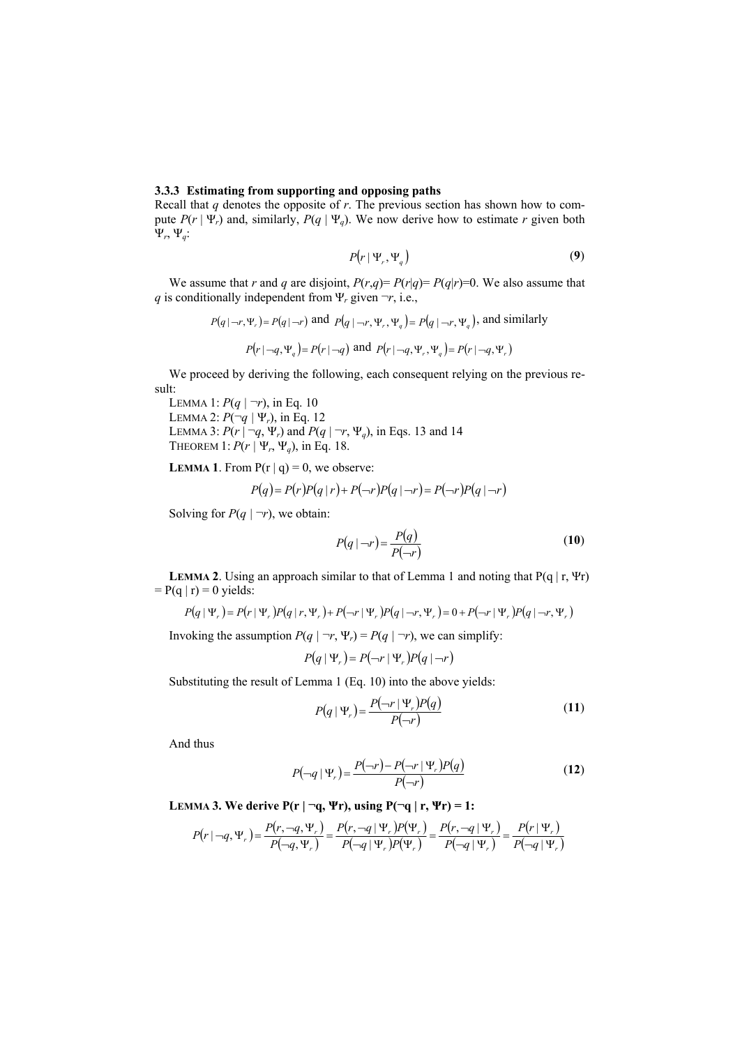### 3.3.3 Estimating from supporting and opposing paths

Recall that $q$ denotes the opposite of $r$. The previous section has shown how to compute $P(r \mid \Psi_r)$ and, similarly, $P(q \mid \Psi_q)$. We now derive how to estimate $r$ given both $\Psi_r$, $\Psi_q$:

$$P(r \mid \Psi_r, \Psi_q) \tag{9}$$

We assume that $r$ and $q$ are disjoint, $P(r,q)= P(r|q)= P(q|r)=0$. We also assume that $q$ is conditionally independent from $\Psi_r$ given $\neg r$, i.e.,

$$P(q \mid \neg r, \Psi_r) = P(q \mid \neg r) \text{ and } P(q \mid \neg r, \Psi_r, \Psi_q) = P(q \mid \neg r, \Psi_q) \text{, and similarly}$$

$$P(r \mid \neg q, \Psi_q) = P(r \mid \neg q) \text{ and } P(r \mid \neg q, \Psi_r, \Psi_q) = P(r \mid \neg q, \Psi_r)$$

We proceed by deriving the following, each consequent relying on the previous result:

LEMMA 1: $P(q \mid \neg r)$, in Eq. 10
LEMMA 2: $P(\neg q \mid \Psi_r)$, in Eq. 12
LEMMA 3: $P(r \mid \neg q, \Psi_r)$ and $P(q \mid \neg r, \Psi_q)$, in Eqs. 13 and 14
THEOREM 1: $P(r \mid \Psi_r, \Psi_q)$, in Eq. 18.

**LEMMA 1**. From $P(r \mid q) = 0$, we observe:

$$P(q) = P(r)P(q \mid r) + P(\neg r)P(q \mid \neg r) = P(\neg r)P(q \mid \neg r)$$

Solving for $P(q \mid \neg r)$, we obtain:

$$P(q \mid \neg r) = \frac{P(q)}{P(\neg r)} \tag{10}$$

**LEMMA 2**. Using an approach similar to that of Lemma 1 and noting that $P(q \mid r, \Psi_r) = P(q \mid r) = 0$ yields:

$$P(q \mid \Psi_r) = P(r \mid \Psi_r)P(q \mid r, \Psi_r) + P(\neg r \mid \Psi_r)P(q \mid \neg r, \Psi_r) = 0 + P(\neg r \mid \Psi_r)P(q \mid \neg r, \Psi_r)$$

Invoking the assumption $P(q \mid \neg r, \Psi_r) = P(q \mid \neg r)$, we can simplify:

$$P(q \mid \Psi_r) = P(\neg r \mid \Psi_r)P(q \mid \neg r)$$

Substituting the result of Lemma 1 (Eq. 10) into the above yields:

$$P(q \mid \Psi_r) = \frac{P(\neg r \mid \Psi_r)P(q)}{P(\neg r)} \tag{11}$$

And thus

$$P(\neg q \mid \Psi_r) = \frac{P(\neg r) - P(\neg r \mid \Psi_r)P(q)}{P(\neg r)} \tag{12}$$

**LEMMA 3. We derive $P(r \mid \neg q, \Psi_r)$, using $P(\neg q \mid r, \Psi_r) = 1$:**

$$P(r \mid \neg q, \Psi_r) = \frac{P(r, \neg q, \Psi_r)}{P(\neg q, \Psi_r)} = \frac{P(r, \neg q \mid \Psi_r)P(\Psi_r)}{P(\neg q \mid \Psi_r)P(\Psi_r)} = \frac{P(r, \neg q \mid \Psi_r)}{P(\neg q \mid \Psi_r)} = \frac{P(r \mid \Psi_r)}{P(\neg q \mid \Psi_r)}$$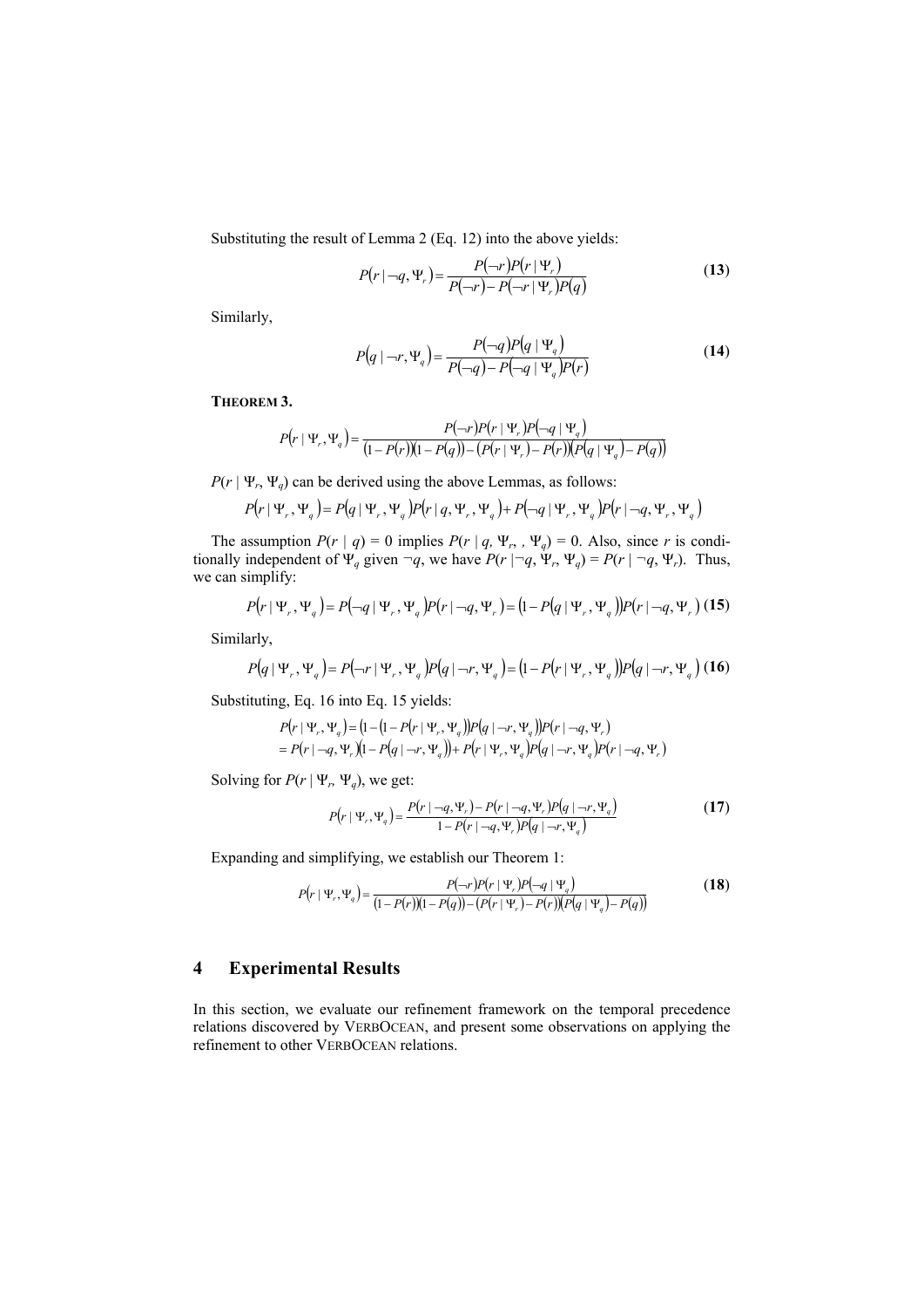Substituting the result of Lemma 2 (Eq. 12) into the above yields:

$$P(r \mid \neg q, \Psi_r) = \frac{P(\neg r)P(r \mid \Psi_r)}{P(\neg r) - P(\neg r \mid \Psi_r)P(q)} \tag{13}$$

Similarly,

$$P(q \mid \neg r, \Psi_q) = \frac{P(\neg q)P(q \mid \Psi_q)}{P(\neg q) - P(\neg q \mid \Psi_q)P(r)} \tag{14}$$

**THEOREM 3.**

$$P(r \mid \Psi_r, \Psi_q) = \frac{P(\neg r)P(r \mid \Psi_r)P(\neg q \mid \Psi_q)}{(1 - P(r))(1 - P(q)) - (P(r \mid \Psi_r) - P(r))(P(q \mid \Psi_q) - P(q))}$$

$P(r \mid \Psi_r, \Psi_q)$ can be derived using the above Lemmas, as follows:

$$P(r \mid \Psi_r, \Psi_q) = P(q \mid \Psi_r, \Psi_q)P(r \mid q, \Psi_r, \Psi_q) + P(\neg q \mid \Psi_r, \Psi_q)P(r \mid \neg q, \Psi_r, \Psi_q)$$

The assumption $P(r \mid q) = 0$ implies $P(r \mid q, \Psi_r, \Psi_q) = 0$. Also, since $r$ is conditionally independent of $\Psi_q$ given $\neg q$, we have $P(r \mid \neg q, \Psi_r, \Psi_q) = P(r \mid \neg q, \Psi_r)$. Thus, we can simplify:

$$P(r \mid \Psi_r, \Psi_q) = P(\neg q \mid \Psi_r, \Psi_q)P(r \mid \neg q, \Psi_r) = (1 - P(q \mid \Psi_r, \Psi_q))P(r \mid \neg q, \Psi_r) \tag{15}$$

Similarly,

$$P(q \mid \Psi_r, \Psi_q) = P(\neg r \mid \Psi_r, \Psi_q)P(q \mid \neg r, \Psi_q) = (1 - P(r \mid \Psi_r, \Psi_q))P(q \mid \neg r, \Psi_q) \tag{16}$$

Substituting, Eq. 16 into Eq. 15 yields:

$$\begin{aligned} P(r \mid \Psi_r, \Psi_q) &= (1 - (1 - P(r \mid \Psi_r, \Psi_q))P(q \mid \neg r, \Psi_q))P(r \mid \neg q, \Psi_r) \\ &= P(r \mid \neg q, \Psi_r)(1 - P(q \mid \neg r, \Psi_q)) + P(r \mid \Psi_r, \Psi_q)P(q \mid \neg r, \Psi_q)P(r \mid \neg q, \Psi_r) \end{aligned}$$

Solving for $P(r \mid \Psi_r, \Psi_q)$, we get:

$$P(r \mid \Psi_r, \Psi_q) = \frac{P(r \mid \neg q, \Psi_r) - P(r \mid \neg q, \Psi_r)P(q \mid \neg r, \Psi_q)}{1 - P(r \mid \neg q, \Psi_r)P(q \mid \neg r, \Psi_q)} \tag{17}$$

Expanding and simplifying, we establish our Theorem 1:

$$P(r \mid \Psi_r, \Psi_q) = \frac{P(\neg r)P(r \mid \Psi_r)P(\neg q \mid \Psi_q)}{(1 - P(r))(1 - P(q)) - (P(r \mid \Psi_r) - P(r))(P(q \mid \Psi_q) - P(q))} \tag{18}$$

## 4 Experimental Results

In this section, we evaluate our refinement framework on the temporal precedence relations discovered by VERBOCEAN, and present some observations on applying the refinement to other VERBOCEAN relations.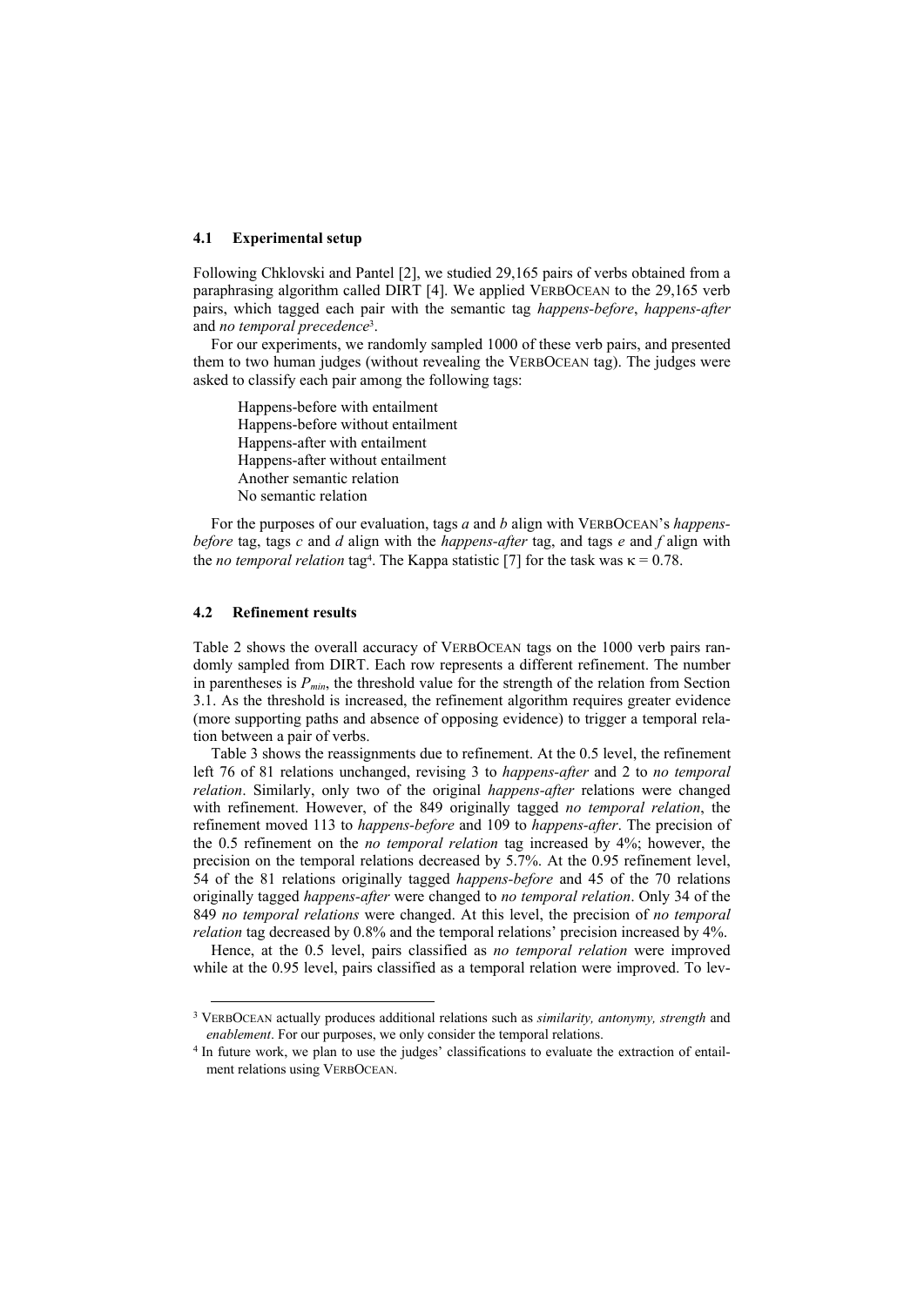### 4.1 Experimental setup

Following Chklovski and Pantel [2], we studied 29,165 pairs of verbs obtained from a paraphrasing algorithm called DIRT [4]. We applied VERBOCEAN to the 29,165 verb pairs, which tagged each pair with the semantic tag *happens-before*, *happens-after* and *no temporal precedence*[3].

For our experiments, we randomly sampled 1000 of these verb pairs, and presented them to two human judges (without revealing the VERBOCEAN tag). The judges were asked to classify each pair among the following tags:

Happens-before with entailment
Happens-before without entailment
Happens-after with entailment
Happens-after without entailment
Another semantic relation
No semantic relation

For the purposes of our evaluation, tags *a* and *b* align with VERBOCEAN's *happens-before* tag, tags *c* and *d* align with the *happens-after* tag, and tags *e* and *f* align with the *no temporal relation* tag[4]. The Kappa statistic [7] for the task was $\kappa = 0.78$.

### 4.2 Refinement results

Table 2 shows the overall accuracy of VERBOCEAN tags on the 1000 verb pairs randomly sampled from DIRT. Each row represents a different refinement. The number in parentheses is $P_{min}$, the threshold value for the strength of the relation from Section 3.1. As the threshold is increased, the refinement algorithm requires greater evidence (more supporting paths and absence of opposing evidence) to trigger a temporal relation between a pair of verbs.

Table 3 shows the reassignments due to refinement. At the 0.5 level, the refinement left 76 of 81 relations unchanged, revising 3 to *happens-after* and 2 to *no temporal relation*. Similarly, only two of the original *happens-after* relations were changed with refinement. However, of the 849 originally tagged *no temporal relation*, the refinement moved 113 to *happens-before* and 109 to *happens-after*. The precision of the 0.5 refinement on the *no temporal relation* tag increased by 4%; however, the precision on the temporal relations decreased by 5.7%. At the 0.95 refinement level, 54 of the 81 relations originally tagged *happens-before* and 45 of the 70 relations originally tagged *happens-after* were changed to *no temporal relation*. Only 34 of the 849 *no temporal relations* were changed. At this level, the precision of *no temporal relation* tag decreased by 0.8% and the temporal relations' precision increased by 4%.

Hence, at the 0.5 level, pairs classified as *no temporal relation* were improved while at the 0.95 level, pairs classified as a temporal relation were improved. To lev-

---

[3] VERBOCEAN actually produces additional relations such as *similarity, antonymy, strength* and *enablement*. For our purposes, we only consider the temporal relations.

[4] In future work, we plan to use the judges' classifications to evaluate the extraction of entailment relations using VERBOCEAN.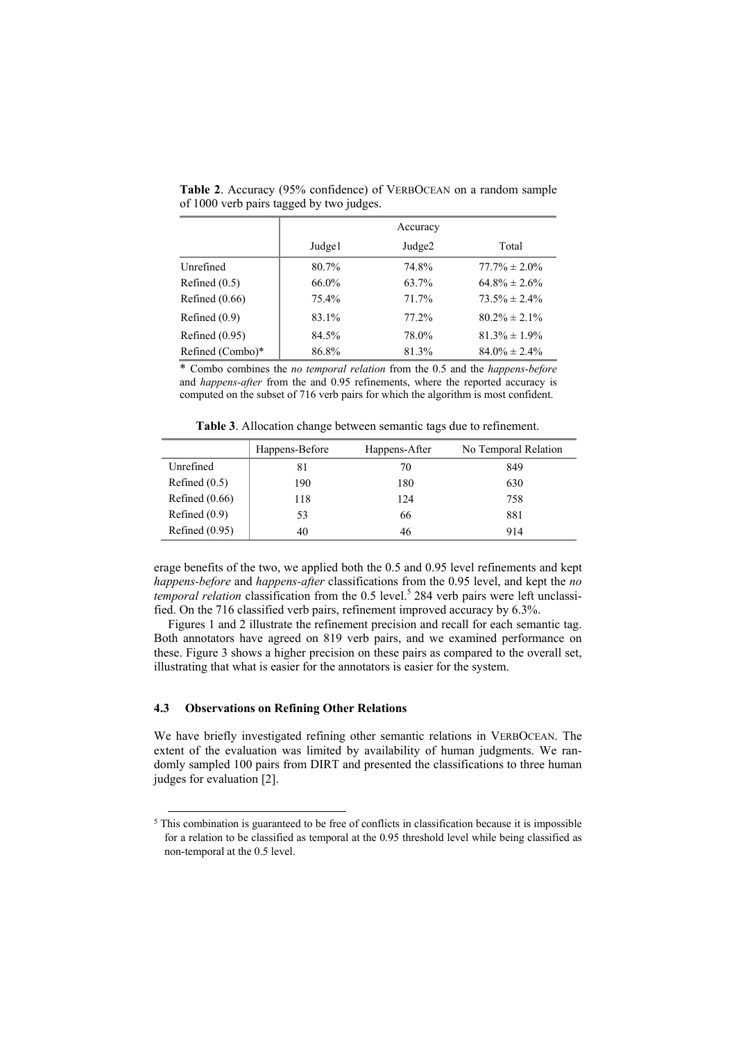**Table 2**. Accuracy (95% confidence) of VERBOCEAN on a random sample of 1000 verb pairs tagged by two judges.

| | Accuracy | | |
|---|---|---|---|
| | Judge1 | Judge2 | Total |
| Unrefined | 80.7% | 74.8% | 77.7% ± 2.0% |
| Refined (0.5) | 66.0% | 63.7% | 64.8% ± 2.6% |
| Refined (0.66) | 75.4% | 71.7% | 73.5% ± 2.4% |
| Refined (0.9) | 83.1% | 77.2% | 80.2% ± 2.1% |
| Refined (0.95) | 84.5% | 78.0% | 81.3% ± 1.9% |
| Refined (Combo)* | 86.8% | 81.3% | 84.0% ± 2.4% |

\* Combo combines the *no temporal relation* from the 0.5 and the *happens-before* and *happens-after* from the and 0.95 refinements, where the reported accuracy is computed on the subset of 716 verb pairs for which the algorithm is most confident.

**Table 3**. Allocation change between semantic tags due to refinement.

| | Happens-Before | Happens-After | No Temporal Relation |
|---|---|---|---|
| Unrefined | 81 | 70 | 849 |
| Refined (0.5) | 190 | 180 | 630 |
| Refined (0.66) | 118 | 124 | 758 |
| Refined (0.9) | 53 | 66 | 881 |
| Refined (0.95) | 40 | 46 | 914 |

erage benefits of the two, we applied both the 0.5 and 0.95 level refinements and kept *happens-before* and *happens-after* classifications from the 0.95 level, and kept the *no temporal relation* classification from the 0.5 level.[5] 284 verb pairs were left unclassified. On the 716 classified verb pairs, refinement improved accuracy by 6.3%.

Figures 1 and 2 illustrate the refinement precision and recall for each semantic tag. Both annotators have agreed on 819 verb pairs, and we examined performance on these. Figure 3 shows a higher precision on these pairs as compared to the overall set, illustrating that what is easier for the annotators is easier for the system.

### 4.3 Observations on Refining Other Relations

We have briefly investigated refining other semantic relations in VERBOCEAN. The extent of the evaluation was limited by availability of human judgments. We randomly sampled 100 pairs from DIRT and presented the classifications to three human judges for evaluation [2].

[5] This combination is guaranteed to be free of conflicts in classification because it is impossible for a relation to be classified as temporal at the 0.95 threshold level while being classified as non-temporal at the 0.5 level.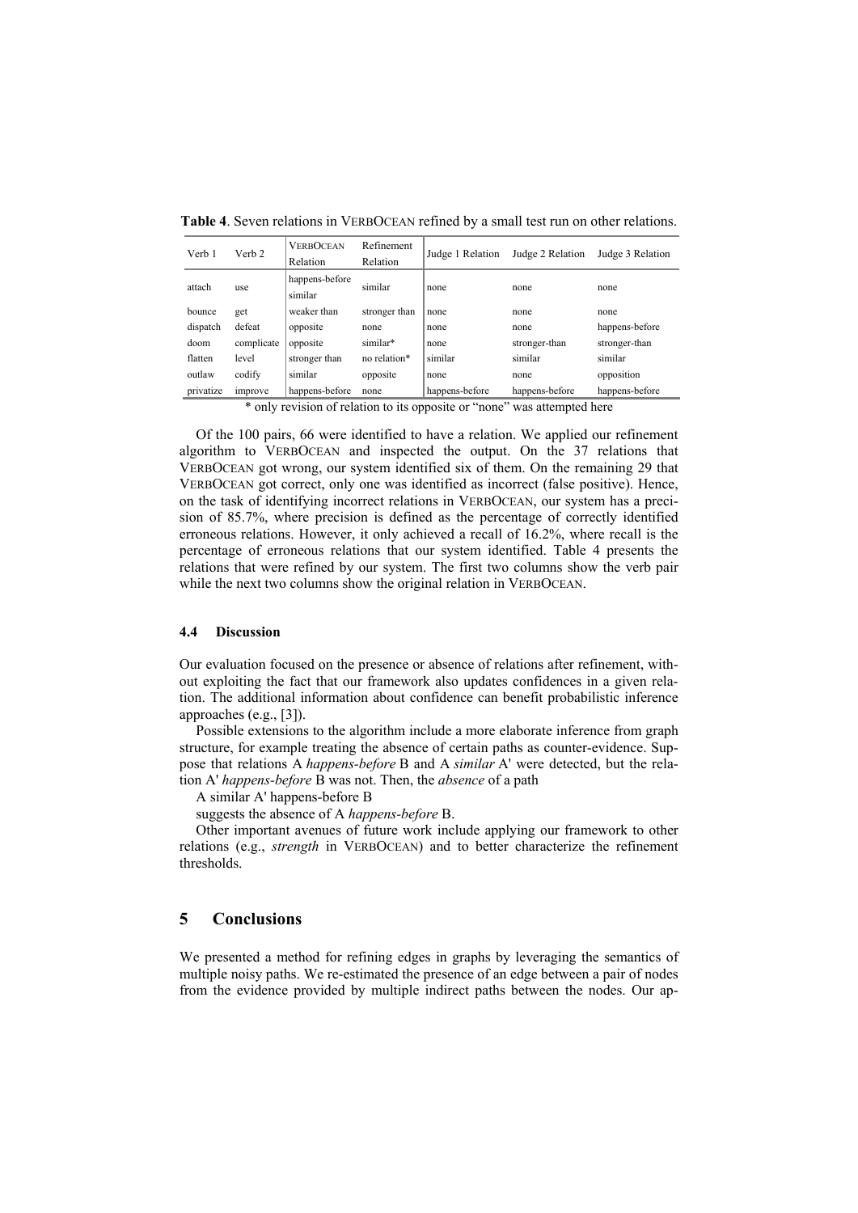**Table 4**. Seven relations in VERBOCEAN refined by a small test run on other relations.

| Verb 1 | Verb 2 | VERBOCEAN Relation | Refinement Relation | Judge 1 Relation | Judge 2 Relation | Judge 3 Relation |
|---|---|---|---|---|---|---|
| attach | use | happens-before similar | similar | none | none | none |
| bounce | get | weaker than | stronger than | none | none | none |
| dispatch | defeat | opposite | none | none | none | happens-before |
| doom | complicate | opposite | similar* | none | stronger-than | stronger-than |
| flatten | level | stronger than | no relation* | similar | similar | similar |
| outlaw | codify | similar | opposite | none | none | opposition |
| privatize | improve | happens-before | none | happens-before | happens-before | happens-before |

\* only revision of relation to its opposite or "none" was attempted here

Of the 100 pairs, 66 were identified to have a relation. We applied our refinement algorithm to VERBOCEAN and inspected the output. On the 37 relations that VERBOCEAN got wrong, our system identified six of them. On the remaining 29 that VERBOCEAN got correct, only one was identified as incorrect (false positive). Hence, on the task of identifying incorrect relations in VERBOCEAN, our system has a precision of 85.7%, where precision is defined as the percentage of correctly identified erroneous relations. However, it only achieved a recall of 16.2%, where recall is the percentage of erroneous relations that our system identified. Table 4 presents the relations that were refined by our system. The first two columns show the verb pair while the next two columns show the original relation in VERBOCEAN.

### 4.4 Discussion

Our evaluation focused on the presence or absence of relations after refinement, without exploiting the fact that our framework also updates confidences in a given relation. The additional information about confidence can benefit probabilistic inference approaches (e.g., [3]).

Possible extensions to the algorithm include a more elaborate inference from graph structure, for example treating the absence of certain paths as counter-evidence. Suppose that relations A *happens-before* B and A *similar* A' were detected, but the relation A' *happens-before* B was not. Then, the *absence* of a path

A similar A' happens-before B

suggests the absence of A *happens-before* B.

Other important avenues of future work include applying our framework to other relations (e.g., *strength* in VERBOCEAN) and to better characterize the refinement thresholds.

## 5 Conclusions

We presented a method for refining edges in graphs by leveraging the semantics of multiple noisy paths. We re-estimated the presence of an edge between a pair of nodes from the evidence provided by multiple indirect paths between the nodes. Our ap-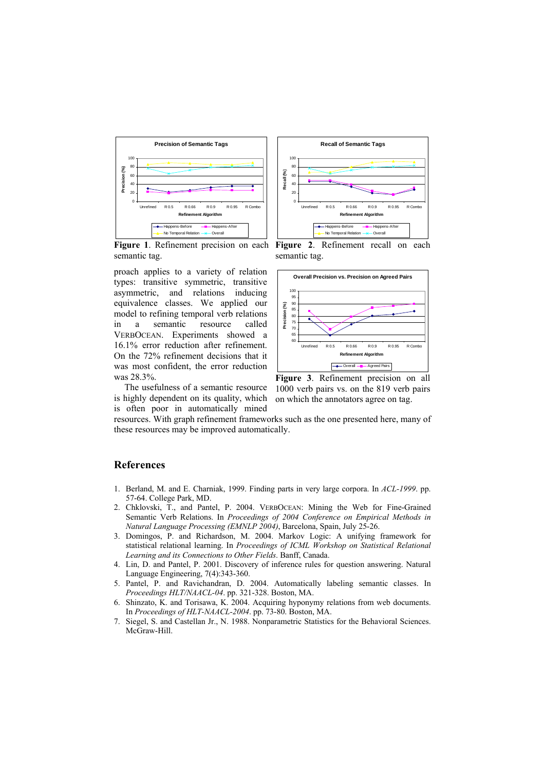Precision of Semantic Tags

100
80
60
40
20
0

Precision (%)

Unrefined R 0.5 R 0.66 R 0.9 R 0.95 R Combo

Refinement Algorithm

Happens-Before Happens-After No Temporal Relation Overall

**Figure 1**. Refinement precision on each semantic tag.

Recall of Semantic Tags

100
80
60
40
20
0

Recall (%)

Unrefined R 0.5 R 0.66 R 0.9 R 0.95 R Combo

Refinement Algorithm

Happens-Before Happens-After No Temporal Relation Overall

**Figure 2**. Refinement recall on each semantic tag.

proach applies to a variety of relation types: transitive symmetric, transitive asymmetric, and relations inducing equivalence classes. We applied our model to refining temporal verb relations in a semantic resource called VERBOCEAN. Experiments showed a 16.1% error reduction after refinement. On the 72% refinement decisions that it was most confident, the error reduction was 28.3%.

The usefulness of a semantic resource is highly dependent on its quality, which is often poor in automatically mined resources. With graph refinement frameworks such as the one presented here, many of these resources may be improved automatically.

Overall Precision vs. Precision on Agreed Pairs

100
95
90
85
80
75
70
65
60

Precision (%)

Unrefined R 0.5 R 0.66 R 0.9 R 0.95 R Combo

Refinement Algorithm

Overall Agreed Pairs

**Figure 3**. Refinement precision on all 1000 verb pairs vs. on the 819 verb pairs on which the annotators agree on tag.

## References

1. Berland, M. and E. Charniak, 1999. Finding parts in very large corpora. In *ACL-1999*. pp. 57-64. College Park, MD.
2. Chklovski, T., and Pantel, P. 2004. VERBOCEAN: Mining the Web for Fine-Grained Semantic Verb Relations. In *Proceedings of 2004 Conference on Empirical Methods in Natural Language Processing (EMNLP 2004)*, Barcelona, Spain, July 25-26.
3. Domingos, P. and Richardson, M. 2004. Markov Logic: A unifying framework for statistical relational learning. In *Proceedings of ICML Workshop on Statistical Relational Learning and its Connections to Other Fields*. Banff, Canada.
4. Lin, D. and Pantel, P. 2001. Discovery of inference rules for question answering. Natural Language Engineering, 7(4):343-360.
5. Pantel, P. and Ravichandran, D. 2004. Automatically labeling semantic classes. In *Proceedings HLT/NAACL-04*. pp. 321-328. Boston, MA.
6. Shinzato, K. and Torisawa, K. 2004. Acquiring hyponymy relations from web documents. In *Proceedings of HLT-NAACL-2004*. pp. 73-80. Boston, MA.
7. Siegel, S. and Castellan Jr., N. 1988. Nonparametric Statistics for the Behavioral Sciences. McGraw-Hill.